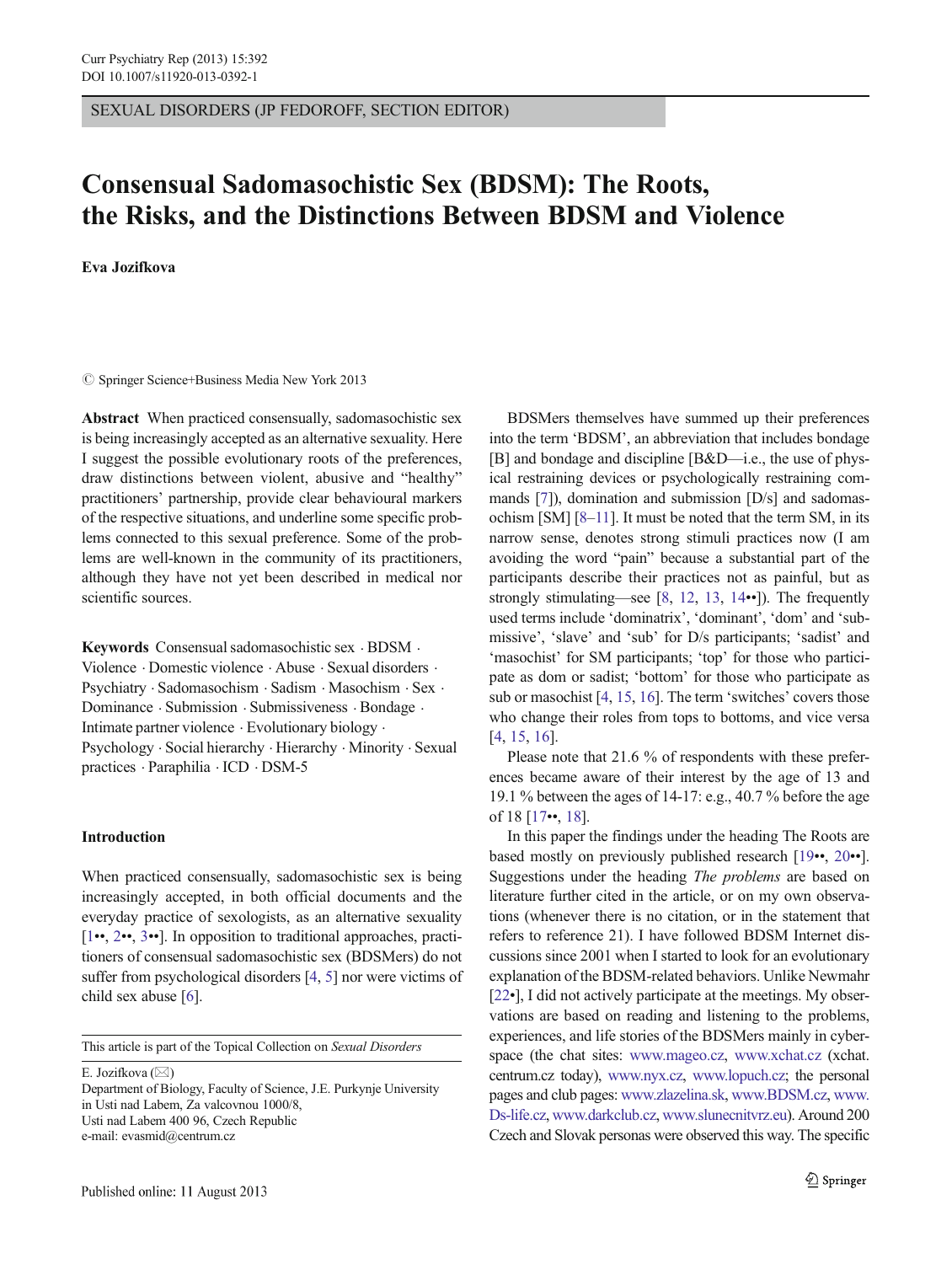SEXUAL DISORDERS (JP FEDOROFF, SECTION EDITOR)

# Consensual Sadomasochistic Sex (BDSM): The Roots, the Risks, and the Distinctions Between BDSM and Violence

**Eva Jozifkova**

© Springer Science+Business Media New York 2013

**Abstract** When practiced consensually, sadomasochistic sex is being increasingly accepted as an alternative sexuality. Here I suggest the possible evolutionary roots of the preferences, draw distinctions between violent, abusive and "healthy" practitioners' partnership, provide clear behavioural markers of the respective situations, and underline some specific problems connected to this sexual preference. Some of the problems are well-known in the community of its practitioners, although they have not yet been described in medical nor scientific sources.

**Keywords** Consensual sadomasochistic sex · BDSM · Violence · Domestic violence · Abuse · Sexual disorders · Psychiatry · Sadomasochism · Sadism · Masochism · Sex · Dominance · Submission · Submissiveness · Bondage · Intimate partner violence · Evolutionary biology · Psychology · Social hierarchy · Hierarchy · Minority · Sexual practices · Paraphilia · ICD · DSM-5

## Introduction

When practiced consensually, sadomasochistic sex is being increasingly accepted, in both official documents and the everyday practice of sexologists, as an alternative sexuality [1••, 2••, 3••]. In opposition to traditional approaches, practitioners of consensual sadomasochistic sex (BDSMers) do not suffer from psychological disorders [4, 5] nor were victims of child sex abuse [6].

This article is part of the Topical Collection on *Sexual Disorders*

E. Jozifkova (✉)
Department of Biology, Faculty of Science, J.E. Purkynje University in Usti nad Labem, Za valcovnou 1000/8, Usti nad Labem 400 96, Czech Republic
e-mail: evasmid@centrum.cz

BDSMers themselves have summed up their preferences into the term 'BDSM', an abbreviation that includes bondage [B] and bondage and discipline [B&D—i.e., the use of physical restraining devices or psychologically restraining commands [7]), domination and submission [D/s] and sadomasochism [SM] [8–11]. It must be noted that the term SM, in its narrow sense, denotes strong stimuli practices now (I am avoiding the word "pain" because a substantial part of the participants describe their practices not as painful, but as strongly stimulating—see [8, 12, 13, 14••]). The frequently used terms include 'dominatrix', 'dominant', 'dom' and 'submissive', 'slave' and 'sub' for D/s participants; 'sadist' and 'masochist' for SM participants; 'top' for those who participate as dom or sadist; 'bottom' for those who participate as sub or masochist [4, 15, 16]. The term 'switches' covers those who change their roles from tops to bottoms, and vice versa [4, 15, 16].

Please note that 21.6 % of respondents with these preferences became aware of their interest by the age of 13 and 19.1 % between the ages of 14-17: e.g., 40.7 % before the age of 18 [17••, 18].

In this paper the findings under the heading The Roots are based mostly on previously published research [19••, 20••]. Suggestions under the heading *The problems* are based on literature further cited in the article, or on my own observations (whenever there is no citation, or in the statement that refers to reference 21). I have followed BDSM Internet discussions since 2001 when I started to look for an evolutionary explanation of the BDSM-related behaviors. Unlike Newmahr [22•], I did not actively participate at the meetings. My observations are based on reading and listening to the problems, experiences, and life stories of the BDSMers mainly in cyberspace (the chat sites: www.mageo.cz, www.xchat.cz (xchat.centrum.cz today), www.nyx.cz, www.lopuch.cz; the personal pages and club pages: www.zlazelina.sk, www.BDSM.cz, www.Ds-life.cz, www.darkclub.cz, www.slunecnitvrz.eu). Around 200 Czech and Slovak personas were observed this way. The specific

Published online: 11 August 2013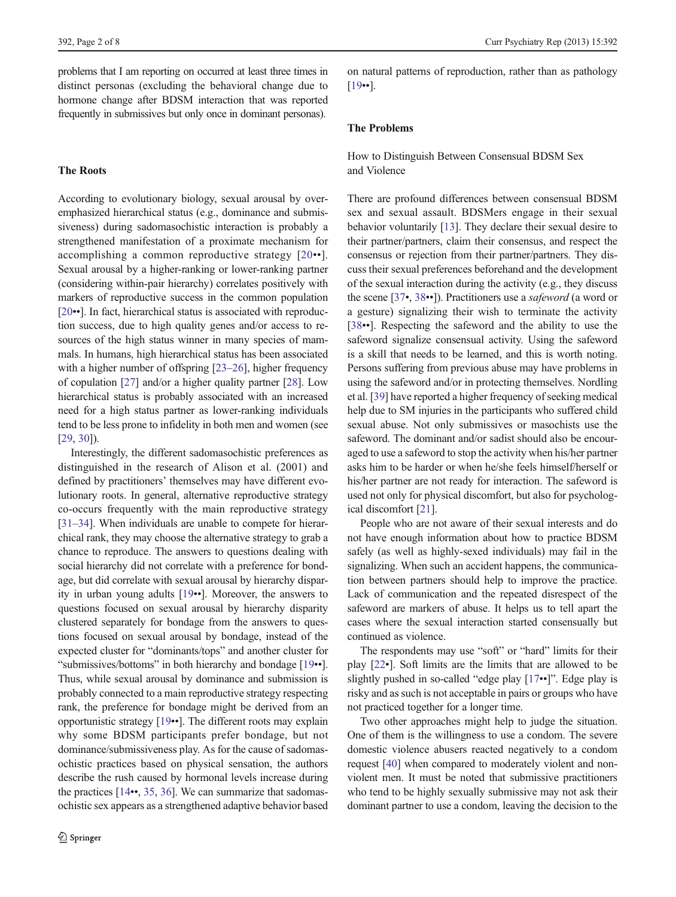problems that I am reporting on occurred at least three times in distinct personas (excluding the behavioral change due to hormone change after BDSM interaction that was reported frequently in submissives but only once in dominant personas).

## The Roots

According to evolutionary biology, sexual arousal by overemphasized hierarchical status (e.g., dominance and submissiveness) during sadomasochistic interaction is probably a strengthened manifestation of a proximate mechanism for accomplishing a common reproductive strategy [20••]. Sexual arousal by a higher-ranking or lower-ranking partner (considering within-pair hierarchy) correlates positively with markers of reproductive success in the common population [20••]. In fact, hierarchical status is associated with reproduction success, due to high quality genes and/or access to resources of the high status winner in many species of mammals. In humans, high hierarchical status has been associated with a higher number of offspring [23–26], higher frequency of copulation [27] and/or a higher quality partner [28]. Low hierarchical status is probably associated with an increased need for a high status partner as lower-ranking individuals tend to be less prone to infidelity in both men and women (see [29, 30]).

Interestingly, the different sadomasochistic preferences as distinguished in the research of Alison et al. (2001) and defined by practitioners' themselves may have different evolutionary roots. In general, alternative reproductive strategy co-occurs frequently with the main reproductive strategy [31–34]. When individuals are unable to compete for hierarchical rank, they may choose the alternative strategy to grab a chance to reproduce. The answers to questions dealing with social hierarchy did not correlate with a preference for bondage, but did correlate with sexual arousal by hierarchy disparity in urban young adults [19••]. Moreover, the answers to questions focused on sexual arousal by hierarchy disparity clustered separately for bondage from the answers to questions focused on sexual arousal by bondage, instead of the expected cluster for "dominants/tops" and another cluster for "submissives/bottoms" in both hierarchy and bondage [19••]. Thus, while sexual arousal by dominance and submission is probably connected to a main reproductive strategy respecting rank, the preference for bondage might be derived from an opportunistic strategy [19••]. The different roots may explain why some BDSM participants prefer bondage, but not dominance/submissiveness play. As for the cause of sadomasochistic practices based on physical sensation, the authors describe the rush caused by hormonal levels increase during the practices [14••, 35, 36]. We can summarize that sadomasochistic sex appears as a strengthened adaptive behavior based on natural patterns of reproduction, rather than as pathology [19••].

## The Problems

### How to Distinguish Between Consensual BDSM Sex and Violence

There are profound differences between consensual BDSM sex and sexual assault. BDSMers engage in their sexual behavior voluntarily [13]. They declare their sexual desire to their partner/partners, claim their consensus, and respect the consensus or rejection from their partner/partners. They discuss their sexual preferences beforehand and the development of the sexual interaction during the activity (e.g., they discuss the scene [37•, 38••]). Practitioners use a *safeword* (a word or a gesture) signalizing their wish to terminate the activity [38••]. Respecting the safeword and the ability to use the safeword signalize consensual activity. Using the safeword is a skill that needs to be learned, and this is worth noting. Persons suffering from previous abuse may have problems in using the safeword and/or in protecting themselves. Nordling et al. [39] have reported a higher frequency of seeking medical help due to SM injuries in the participants who suffered child sexual abuse. Not only submissives or masochists use the safeword. The dominant and/or sadist should also be encouraged to use a safeword to stop the activity when his/her partner asks him to be harder or when he/she feels himself/herself or his/her partner are not ready for interaction. The safeword is used not only for physical discomfort, but also for psychological discomfort [21].

People who are not aware of their sexual interests and do not have enough information about how to practice BDSM safely (as well as highly-sexed individuals) may fail in the signalizing. When such an accident happens, the communication between partners should help to improve the practice. Lack of communication and the repeated disrespect of the safeword are markers of abuse. It helps us to tell apart the cases where the sexual interaction started consensually but continued as violence.

The respondents may use "soft" or "hard" limits for their play [22•]. Soft limits are the limits that are allowed to be slightly pushed in so-called "edge play [17••]". Edge play is risky and as such is not acceptable in pairs or groups who have not practiced together for a longer time.

Two other approaches might help to judge the situation. One of them is the willingness to use a condom. The severe domestic violence abusers reacted negatively to a condom request [40] when compared to moderately violent and nonviolent men. It must be noted that submissive practitioners who tend to be highly sexually submissive may not ask their dominant partner to use a condom, leaving the decision to the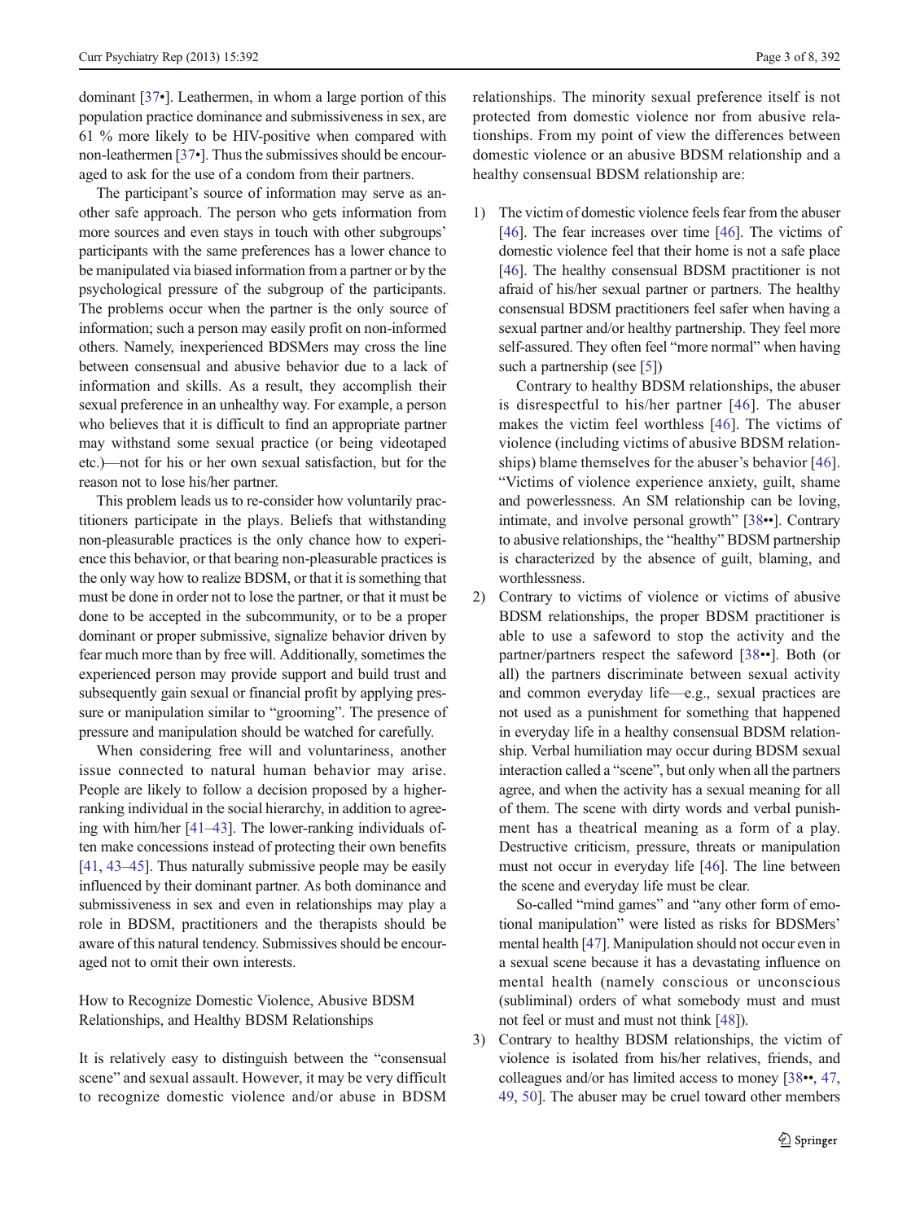dominant [37•]. Leathermen, in whom a large portion of this population practice dominance and submissiveness in sex, are 61 % more likely to be HIV-positive when compared with non-leathermen [37•]. Thus the submissives should be encouraged to ask for the use of a condom from their partners.

The participant's source of information may serve as another safe approach. The person who gets information from more sources and even stays in touch with other subgroups' participants with the same preferences has a lower chance to be manipulated via biased information from a partner or by the psychological pressure of the subgroup of the participants. The problems occur when the partner is the only source of information; such a person may easily profit on non-informed others. Namely, inexperienced BDSMers may cross the line between consensual and abusive behavior due to a lack of information and skills. As a result, they accomplish their sexual preference in an unhealthy way. For example, a person who believes that it is difficult to find an appropriate partner may withstand some sexual practice (or being videotaped etc.)—not for his or her own sexual satisfaction, but for the reason not to lose his/her partner.

This problem leads us to re-consider how voluntarily practitioners participate in the plays. Beliefs that withstanding non-pleasurable practices is the only chance how to experience this behavior, or that bearing non-pleasurable practices is the only way how to realize BDSM, or that it is something that must be done in order not to lose the partner, or that it must be done to be accepted in the subcommunity, or to be a proper dominant or proper submissive, signalize behavior driven by fear much more than by free will. Additionally, sometimes the experienced person may provide support and build trust and subsequently gain sexual or financial profit by applying pressure or manipulation similar to "grooming". The presence of pressure and manipulation should be watched for carefully.

When considering free will and voluntariness, another issue connected to natural human behavior may arise. People are likely to follow a decision proposed by a higher-ranking individual in the social hierarchy, in addition to agreeing with him/her [41–43]. The lower-ranking individuals often make concessions instead of protecting their own benefits [41, 43–45]. Thus naturally submissive people may be easily influenced by their dominant partner. As both dominance and submissiveness in sex and even in relationships may play a role in BDSM, practitioners and the therapists should be aware of this natural tendency. Submissives should be encouraged not to omit their own interests.

## How to Recognize Domestic Violence, Abusive BDSM Relationships, and Healthy BDSM Relationships

It is relatively easy to distinguish between the "consensual scene" and sexual assault. However, it may be very difficult to recognize domestic violence and/or abuse in BDSM relationships. The minority sexual preference itself is not protected from domestic violence nor from abusive relationships. From my point of view the differences between domestic violence or an abusive BDSM relationship and a healthy consensual BDSM relationship are:

1) The victim of domestic violence feels fear from the abuser [46]. The fear increases over time [46]. The victims of domestic violence feel that their home is not a safe place [46]. The healthy consensual BDSM practitioner is not afraid of his/her sexual partner or partners. The healthy consensual BDSM practitioners feel safer when having a sexual partner and/or healthy partnership. They feel more self-assured. They often feel "more normal" when having such a partnership (see [5])

   Contrary to healthy BDSM relationships, the abuser is disrespectful to his/her partner [46]. The abuser makes the victim feel worthless [46]. The victims of violence (including victims of abusive BDSM relationships) blame themselves for the abuser's behavior [46]. "Victims of violence experience anxiety, guilt, shame and powerlessness. An SM relationship can be loving, intimate, and involve personal growth" [38••]. Contrary to abusive relationships, the "healthy" BDSM partnership is characterized by the absence of guilt, blaming, and worthlessness.

2) Contrary to victims of violence or victims of abusive BDSM relationships, the proper BDSM practitioner is able to use a safeword to stop the activity and the partner/partners respect the safeword [38••]. Both (or all) the partners discriminate between sexual activity and common everyday life—e.g., sexual practices are not used as a punishment for something that happened in everyday life in a healthy consensual BDSM relationship. Verbal humiliation may occur during BDSM sexual interaction called a "scene", but only when all the partners agree, and when the activity has a sexual meaning for all of them. The scene with dirty words and verbal punishment has a theatrical meaning as a form of a play. Destructive criticism, pressure, threats or manipulation must not occur in everyday life [46]. The line between the scene and everyday life must be clear.

   So-called "mind games" and "any other form of emotional manipulation" were listed as risks for BDSMers' mental health [47]. Manipulation should not occur even in a sexual scene because it has a devastating influence on mental health (namely conscious or unconscious (subliminal) orders of what somebody must and must not feel or must and must not think [48]).

3) Contrary to healthy BDSM relationships, the victim of violence is isolated from his/her relatives, friends, and colleagues and/or has limited access to money [38••, 47, 49, 50]. The abuser may be cruel toward other members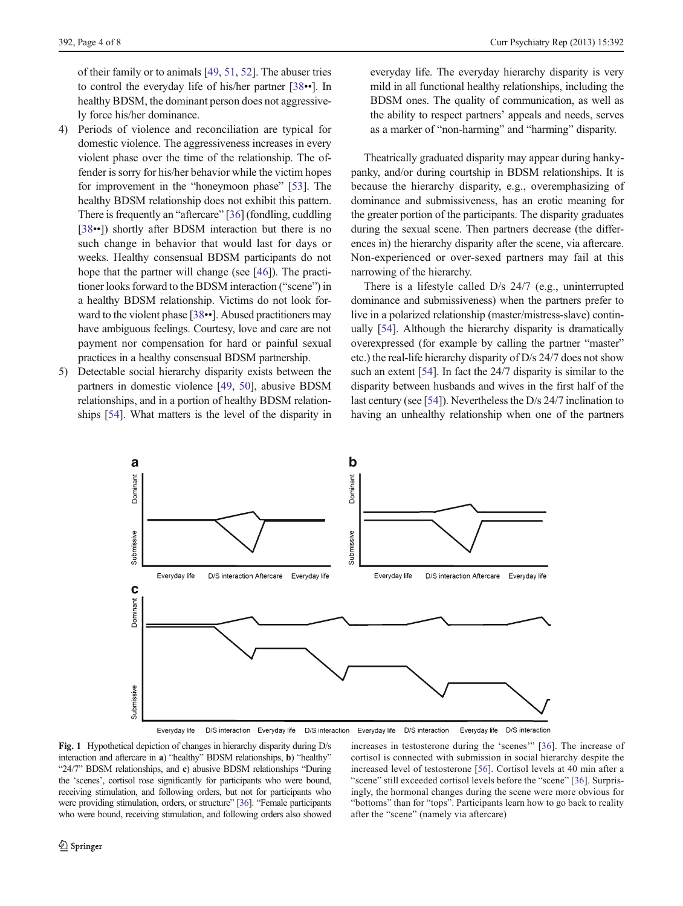of their family or to animals [49, 51, 52]. The abuser tries to control the everyday life of his/her partner [38••]. In healthy BDSM, the dominant person does not aggressively force his/her dominance.

4) Periods of violence and reconciliation are typical for domestic violence. The aggressiveness increases in every violent phase over the time of the relationship. The offender is sorry for his/her behavior while the victim hopes for improvement in the "honeymoon phase" [53]. The healthy BDSM relationship does not exhibit this pattern. There is frequently an "aftercare" [36] (fondling, cuddling [38••]) shortly after BDSM interaction but there is no such change in behavior that would last for days or weeks. Healthy consensual BDSM participants do not hope that the partner will change (see [46]). The practitioner looks forward to the BDSM interaction ("scene") in a healthy BDSM relationship. Victims do not look forward to the violent phase [38••]. Abused practitioners may have ambiguous feelings. Courtesy, love and care are not payment nor compensation for hard or painful sexual practices in a healthy consensual BDSM partnership.
5) Detectable social hierarchy disparity exists between the partners in domestic violence [49, 50], abusive BDSM relationships, and in a portion of healthy BDSM relationships [54]. What matters is the level of the disparity in everyday life. The everyday hierarchy disparity is very mild in all functional healthy relationships, including the BDSM ones. The quality of communication, as well as the ability to respect partners' appeals and needs, serves as a marker of "non-harming" and "harming" disparity.

Theatrically graduated disparity may appear during hanky-panky, and/or during courtship in BDSM relationships. It is because the hierarchy disparity, e.g., overemphasizing of dominance and submissiveness, has an erotic meaning for the greater portion of the participants. The disparity graduates during the sexual scene. Then partners decrease (the differences in) the hierarchy disparity after the scene, via aftercare. Non-experienced or over-sexed partners may fail at this narrowing of the hierarchy.

There is a lifestyle called D/s 24/7 (e.g., uninterrupted dominance and submissiveness) when the partners prefer to live in a polarized relationship (master/mistress-slave) continually [54]. Although the hierarchy disparity is dramatically overexpressed (for example by calling the partner "master" etc.) the real-life hierarchy disparity of D/s 24/7 does not show such an extent [54]. In fact the 24/7 disparity is similar to the disparity between husbands and wives in the first half of the last century (see [54]). Nevertheless the D/s 24/7 inclination to having an unhealthy relationship when one of the partners

a
Dominant
Submissive
Everyday life D/S interaction Aftercare Everyday life

b
Dominant
Submissive
Everyday life D/S interaction Aftercare Everyday life

c
Dominant
Submissive
Everyday life D/S interaction Everyday life D/S interaction Everyday life D/S interaction Everyday life D/S interaction

**Fig. 1** Hypothetical depiction of changes in hierarchy disparity during D/s interaction and aftercare in **a**) "healthy" BDSM relationships, **b**) "healthy" "24/7" BDSM relationships, and **c**) abusive BDSM relationships "During the 'scenes', cortisol rose significantly for participants who were bound, receiving stimulation, and following orders, but not for participants who were providing stimulation, orders, or structure" [36]. "Female participants who were bound, receiving stimulation, and following orders also showed increases in testosterone during the 'scenes'" [36]. The increase of cortisol is connected with submission in social hierarchy despite the increased level of testosterone [56]. Cortisol levels at 40 min after a "scene" still exceeded cortisol levels before the "scene" [36]. Surprisingly, the hormonal changes during the scene were more obvious for "bottoms" than for "tops". Participants learn how to go back to reality after the "scene" (namely via aftercare)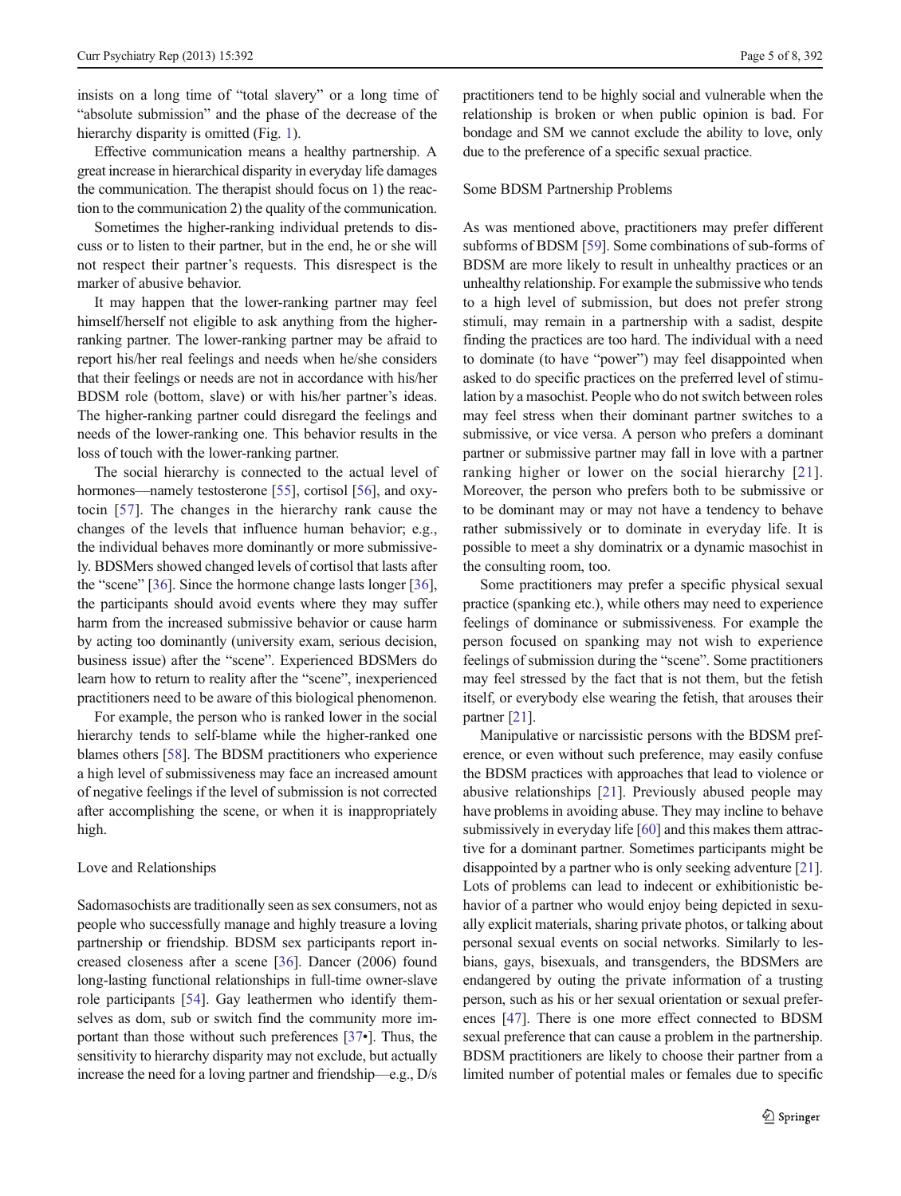insists on a long time of "total slavery" or a long time of "absolute submission" and the phase of the decrease of the hierarchy disparity is omitted (Fig. 1).

Effective communication means a healthy partnership. A great increase in hierarchical disparity in everyday life damages the communication. The therapist should focus on 1) the reaction to the communication 2) the quality of the communication.

Sometimes the higher-ranking individual pretends to discuss or to listen to their partner, but in the end, he or she will not respect their partner's requests. This disrespect is the marker of abusive behavior.

It may happen that the lower-ranking partner may feel himself/herself not eligible to ask anything from the higher-ranking partner. The lower-ranking partner may be afraid to report his/her real feelings and needs when he/she considers that their feelings or needs are not in accordance with his/her BDSM role (bottom, slave) or with his/her partner's ideas. The higher-ranking partner could disregard the feelings and needs of the lower-ranking one. This behavior results in the loss of touch with the lower-ranking partner.

The social hierarchy is connected to the actual level of hormones—namely testosterone [55], cortisol [56], and oxytocin [57]. The changes in the hierarchy rank cause the changes of the levels that influence human behavior; e.g., the individual behaves more dominantly or more submissively. BDSMers showed changed levels of cortisol that lasts after the "scene" [36]. Since the hormone change lasts longer [36], the participants should avoid events where they may suffer harm from the increased submissive behavior or cause harm by acting too dominantly (university exam, serious decision, business issue) after the "scene". Experienced BDSMers do learn how to return to reality after the "scene", inexperienced practitioners need to be aware of this biological phenomenon.

For example, the person who is ranked lower in the social hierarchy tends to self-blame while the higher-ranked one blames others [58]. The BDSM practitioners who experience a high level of submissiveness may face an increased amount of negative feelings if the level of submission is not corrected after accomplishing the scene, or when it is inappropriately high.

### Love and Relationships

Sadomasochists are traditionally seen as sex consumers, not as people who successfully manage and highly treasure a loving partnership or friendship. BDSM sex participants report increased closeness after a scene [36]. Dancer (2006) found long-lasting functional relationships in full-time owner-slave role participants [54]. Gay leathermen who identify themselves as dom, sub or switch find the community more important than those without such preferences [37•]. Thus, the sensitivity to hierarchy disparity may not exclude, but actually increase the need for a loving partner and friendship—e.g., D/s practitioners tend to be highly social and vulnerable when the relationship is broken or when public opinion is bad. For bondage and SM we cannot exclude the ability to love, only due to the preference of a specific sexual practice.

### Some BDSM Partnership Problems

As was mentioned above, practitioners may prefer different subforms of BDSM [59]. Some combinations of sub-forms of BDSM are more likely to result in unhealthy practices or an unhealthy relationship. For example the submissive who tends to a high level of submission, but does not prefer strong stimuli, may remain in a partnership with a sadist, despite finding the practices are too hard. The individual with a need to dominate (to have "power") may feel disappointed when asked to do specific practices on the preferred level of stimulation by a masochist. People who do not switch between roles may feel stress when their dominant partner switches to a submissive, or vice versa. A person who prefers a dominant partner or submissive partner may fall in love with a partner ranking higher or lower on the social hierarchy [21]. Moreover, the person who prefers both to be submissive or to be dominant may or may not have a tendency to behave rather submissively or to dominate in everyday life. It is possible to meet a shy dominatrix or a dynamic masochist in the consulting room, too.

Some practitioners may prefer a specific physical sexual practice (spanking etc.), while others may need to experience feelings of dominance or submissiveness. For example the person focused on spanking may not wish to experience feelings of submission during the "scene". Some practitioners may feel stressed by the fact that is not them, but the fetish itself, or everybody else wearing the fetish, that arouses their partner [21].

Manipulative or narcissistic persons with the BDSM preference, or even without such preference, may easily confuse the BDSM practices with approaches that lead to violence or abusive relationships [21]. Previously abused people may have problems in avoiding abuse. They may incline to behave submissively in everyday life [60] and this makes them attractive for a dominant partner. Sometimes participants might be disappointed by a partner who is only seeking adventure [21]. Lots of problems can lead to indecent or exhibitionistic behavior of a partner who would enjoy being depicted in sexually explicit materials, sharing private photos, or talking about personal sexual events on social networks. Similarly to lesbians, gays, bisexuals, and transgenders, the BDSMers are endangered by outing the private information of a trusting person, such as his or her sexual orientation or sexual preferences [47]. There is one more effect connected to BDSM sexual preference that can cause a problem in the partnership. BDSM practitioners are likely to choose their partner from a limited number of potential males or females due to specific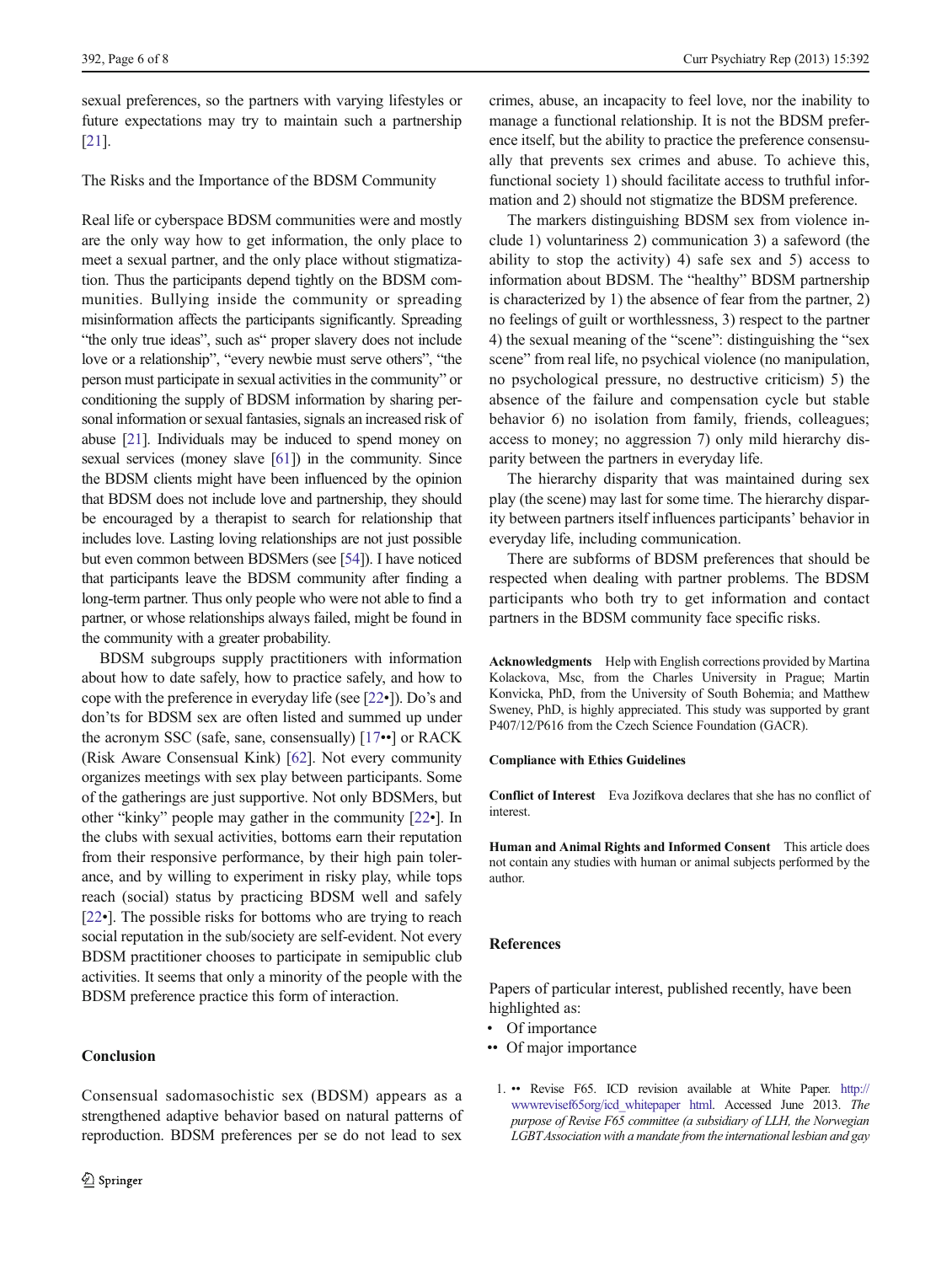sexual preferences, so the partners with varying lifestyles or future expectations may try to maintain such a partnership [21].

The Risks and the Importance of the BDSM Community

Real life or cyberspace BDSM communities were and mostly are the only way how to get information, the only place to meet a sexual partner, and the only place without stigmatization. Thus the participants depend tightly on the BDSM communities. Bullying inside the community or spreading misinformation affects the participants significantly. Spreading "the only true ideas", such as" proper slavery does not include love or a relationship", "every newbie must serve others", "the person must participate in sexual activities in the community" or conditioning the supply of BDSM information by sharing personal information or sexual fantasies, signals an increased risk of abuse [21]. Individuals may be induced to spend money on sexual services (money slave [61]) in the community. Since the BDSM clients might have been influenced by the opinion that BDSM does not include love and partnership, they should be encouraged by a therapist to search for relationship that includes love. Lasting loving relationships are not just possible but even common between BDSMers (see [54]). I have noticed that participants leave the BDSM community after finding a long-term partner. Thus only people who were not able to find a partner, or whose relationships always failed, might be found in the community with a greater probability.

BDSM subgroups supply practitioners with information about how to date safely, how to practice safely, and how to cope with the preference in everyday life (see [22•]). Do's and don'ts for BDSM sex are often listed and summed up under the acronym SSC (safe, sane, consensually) [17••] or RACK (Risk Aware Consensual Kink) [62]. Not every community organizes meetings with sex play between participants. Some of the gatherings are just supportive. Not only BDSMers, but other "kinky" people may gather in the community [22•]. In the clubs with sexual activities, bottoms earn their reputation from their responsive performance, by their high pain tolerance, and by willing to experiment in risky play, while tops reach (social) status by practicing BDSM well and safely [22•]. The possible risks for bottoms who are trying to reach social reputation in the sub/society are self-evident. Not every BDSM practitioner chooses to participate in semipublic club activities. It seems that only a minority of the people with the BDSM preference practice this form of interaction.

## Conclusion

Consensual sadomasochistic sex (BDSM) appears as a strengthened adaptive behavior based on natural patterns of reproduction. BDSM preferences per se do not lead to sex crimes, abuse, an incapacity to feel love, nor the inability to manage a functional relationship. It is not the BDSM preference itself, but the ability to practice the preference consensually that prevents sex crimes and abuse. To achieve this, functional society 1) should facilitate access to truthful information and 2) should not stigmatize the BDSM preference.

The markers distinguishing BDSM sex from violence include 1) voluntariness 2) communication 3) a safeword (the ability to stop the activity) 4) safe sex and 5) access to information about BDSM. The "healthy" BDSM partnership is characterized by 1) the absence of fear from the partner, 2) no feelings of guilt or worthlessness, 3) respect to the partner 4) the sexual meaning of the "scene": distinguishing the "sex scene" from real life, no psychical violence (no manipulation, no psychological pressure, no destructive criticism) 5) the absence of the failure and compensation cycle but stable behavior 6) no isolation from family, friends, colleagues; access to money; no aggression 7) only mild hierarchy disparity between the partners in everyday life.

The hierarchy disparity that was maintained during sex play (the scene) may last for some time. The hierarchy disparity between partners itself influences participants' behavior in everyday life, including communication.

There are subforms of BDSM preferences that should be respected when dealing with partner problems. The BDSM participants who both try to get information and contact partners in the BDSM community face specific risks.

**Acknowledgments** Help with English corrections provided by Martina Kolackova, Msc, from the Charles University in Prague; Martin Konvicka, PhD, from the University of South Bohemia; and Matthew Sweney, PhD, is highly appreciated. This study was supported by grant P407/12/P616 from the Czech Science Foundation (GACR).

**Compliance with Ethics Guidelines**

**Conflict of Interest** Eva Jozifkova declares that she has no conflict of interest.

**Human and Animal Rights and Informed Consent** This article does not contain any studies with human or animal subjects performed by the author.

## References

Papers of particular interest, published recently, have been highlighted as:

- • Of importance
- •• Of major importance

1. •• Revise F65. ICD revision available at White Paper. http://wwwrevisef65org/icd_whitepaper html. Accessed June 2013. *The purpose of Revise F65 committee (a subsidiary of LLH, the Norwegian LGBT Association with a mandate from the international lesbian and gay*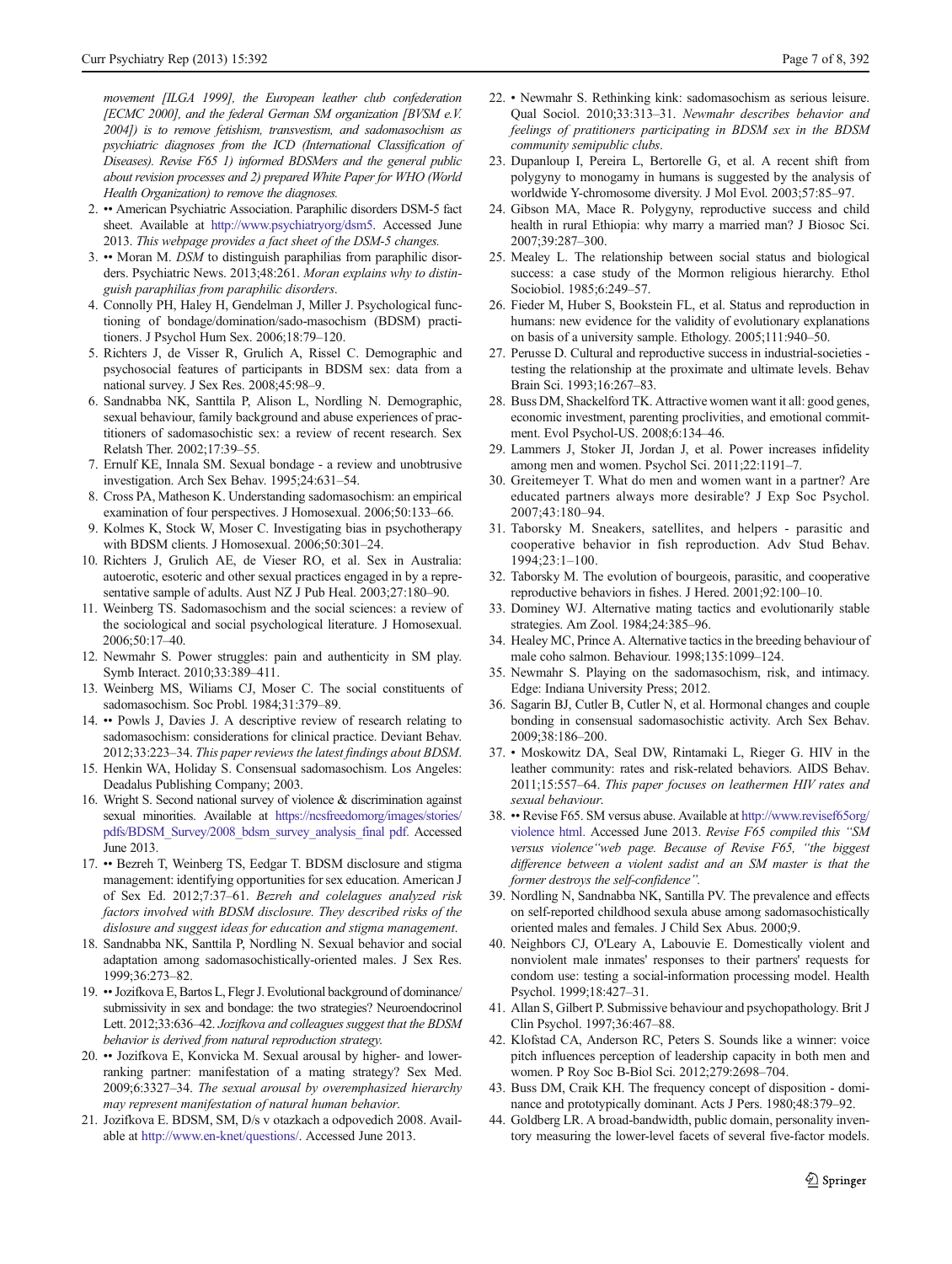*movement [ILGA 1999], the European leather club confederation [ECMC 2000], and the federal German SM organization [BVSM e.V. 2004]) is to remove fetishism, transvestism, and sadomasochism as psychiatric diagnoses from the ICD (International Classification of Diseases). Revise F65 1) informed BDSMers and the general public about revision processes and 2) prepared White Paper for WHO (World Health Organization) to remove the diagnoses.*

2. •• American Psychiatric Association. Paraphilic disorders DSM-5 fact sheet. Available at http://www.psychiatryorg/dsm5. Accessed June 2013. *This webpage provides a fact sheet of the DSM-5 changes.*
3. •• Moran M. *DSM* to distinguish paraphilias from paraphilic disorders. Psychiatric News. 2013;48:261. *Moran explains why to distinguish paraphilias from paraphilic disorders.*
4. Connolly PH, Haley H, Gendelman J, Miller J. Psychological functioning of bondage/domination/sado-masochism (BDSM) practitioners. J Psychol Hum Sex. 2006;18:79–120.
5. Richters J, de Visser R, Grulich A, Rissel C. Demographic and psychosocial features of participants in BDSM sex: data from a national survey. J Sex Res. 2008;45:98–9.
6. Sandnabba NK, Santtila P, Alison L, Nordling N. Demographic, sexual behaviour, family background and abuse experiences of practitioners of sadomasochistic sex: a review of recent research. Sex Relatsh Ther. 2002;17:39–55.
7. Ernulf KE, Innala SM. Sexual bondage - a review and unobtrusive investigation. Arch Sex Behav. 1995;24:631–54.
8. Cross PA, Matheson K. Understanding sadomasochism: an empirical examination of four perspectives. J Homosexual. 2006;50:133–66.
9. Kolmes K, Stock W, Moser C. Investigating bias in psychotherapy with BDSM clients. J Homosexual. 2006;50:301–24.
10. Richters J, Grulich AE, de Vieser RO, et al. Sex in Australia: autoerotic, esoteric and other sexual practices engaged in by a representative sample of adults. Aust NZ J Pub Heal. 2003;27:180–90.
11. Weinberg TS. Sadomasochism and the social sciences: a review of the sociological and social psychological literature. J Homosexual. 2006;50:17–40.
12. Newmahr S. Power struggles: pain and authenticity in SM play. Symb Interact. 2010;33:389–411.
13. Weinberg MS, Wiliams CJ, Moser C. The social constituents of sadomasochism. Soc Probl. 1984;31:379–89.
14. •• Powls J, Davies J. A descriptive review of research relating to sadomasochism: considerations for clinical practice. Deviant Behav. 2012;33:223–34. *This paper reviews the latest findings about BDSM.*
15. Henkin WA, Holiday S. Consensual sadomasochism. Los Angeles: Deadalus Publishing Company; 2003.
16. Wright S. Second national survey of violence & discrimination against sexual minorities. Available at https://ncsfreedomorg/images/stories/pdfs/BDSM_Survey/2008_bdsm_survey_analysis_final pdf. Accessed June 2013.
17. •• Bezreh T, Weinberg TS, Eedgar T. BDSM disclosure and stigma management: identifying opportunities for sex education. American J of Sex Ed. 2012;7:37–61. *Bezreh and colelagues analyzed risk factors involved with BDSM disclosure. They described risks of the dislosure and suggest ideas for education and stigma management.*
18. Sandnabba NK, Santtila P, Nordling N. Sexual behavior and social adaptation among sadomasochistically-oriented males. J Sex Res. 1999;36:273–82.
19. •• Jozifkova E, Bartos L, Flegr J. Evolutional background of dominance/submissivity in sex and bondage: the two strategies? Neuroendocrinol Lett. 2012;33:636–42. *Jozifkova and colleagues suggest that the BDSM behavior is derived from natural reproduction strategy.*
20. •• Jozifkova E, Konvicka M. Sexual arousal by higher- and lower-ranking partner: manifestation of a mating strategy? Sex Med. 2009;6:3327–34. *The sexual arousal by overemphasized hierarchy may represent manifestation of natural human behavior.*
21. Jozifkova E. BDSM, SM, D/s v otazkach a odpovedich 2008. Available at http://www.en-knet/questions/. Accessed June 2013.
22. • Newmahr S. Rethinking kink: sadomasochism as serious leisure. Qual Sociol. 2010;33:313–31. *Newmahr describes behavior and feelings of pratitioners participating in BDSM sex in the BDSM community semipublic clubs.*
23. Dupanloup I, Pereira L, Bertorelle G, et al. A recent shift from polygyny to monogamy in humans is suggested by the analysis of worldwide Y-chromosome diversity. J Mol Evol. 2003;57:85–97.
24. Gibson MA, Mace R. Polygyny, reproductive success and child health in rural Ethiopia: why marry a married man? J Biosoc Sci. 2007;39:287–300.
25. Mealey L. The relationship between social status and biological success: a case study of the Mormon religious hierarchy. Ethol Sociobiol. 1985;6:249–57.
26. Fieder M, Huber S, Bookstein FL, et al. Status and reproduction in humans: new evidence for the validity of evolutionary explanations on basis of a university sample. Ethology. 2005;111:940–50.
27. Perusse D. Cultural and reproductive success in industrial-societies - testing the relationship at the proximate and ultimate levels. Behav Brain Sci. 1993;16:267–83.
28. Buss DM, Shackelford TK. Attractive women want it all: good genes, economic investment, parenting proclivities, and emotional commitment. Evol Psychol-US. 2008;6:134–46.
29. Lammers J, Stoker JI, Jordan J, et al. Power increases infidelity among men and women. Psychol Sci. 2011;22:1191–7.
30. Greitemeyer T. What do men and women want in a partner? Are educated partners always more desirable? J Exp Soc Psychol. 2007;43:180–94.
31. Taborsky M. Sneakers, satellites, and helpers - parasitic and cooperative behavior in fish reproduction. Adv Stud Behav. 1994;23:1–100.
32. Taborsky M. The evolution of bourgeois, parasitic, and cooperative reproductive behaviors in fishes. J Hered. 2001;92:100–10.
33. Dominey WJ. Alternative mating tactics and evolutionarily stable strategies. Am Zool. 1984;24:385–96.
34. Healey MC, Prince A. Alternative tactics in the breeding behaviour of male coho salmon. Behaviour. 1998;135:1099–124.
35. Newmahr S. Playing on the sadomasochism, risk, and intimacy. Edge: Indiana University Press; 2012.
36. Sagarin BJ, Cutler B, Cutler N, et al. Hormonal changes and couple bonding in consensual sadomasochistic activity. Arch Sex Behav. 2009;38:186–200.
37. • Moskowitz DA, Seal DW, Rintamaki L, Rieger G. HIV in the leather community: rates and risk-related behaviors. AIDS Behav. 2011;15:557–64. *This paper focuses on leathermen HIV rates and sexual behaviour.*
38. •• Revise F65. SM versus abuse. Available at http://www.revisef65org/violence html. Accessed June 2013. *Revise F65 compiled this "SM versus violence"web page. Because of Revise F65, "the biggest difference between a violent sadist and an SM master is that the former destroys the self-confidence".*
39. Nordling N, Sandnabba NK, Santilla PV. The prevalence and effects on self-reported childhood sexula abuse among sadomasochistically oriented males and females. J Child Sex Abus. 2000;9.
40. Neighbors CJ, O'Leary A, Labouvie E. Domestically violent and nonviolent male inmates' responses to their partners' requests for condom use: testing a social-information processing model. Health Psychol. 1999;18:427–31.
41. Allan S, Gilbert P. Submissive behaviour and psychopathology. Brit J Clin Psychol. 1997;36:467–88.
42. Klofstad CA, Anderson RC, Peters S. Sounds like a winner: voice pitch influences perception of leadership capacity in both men and women. P Roy Soc B-Biol Sci. 2012;279:2698–704.
43. Buss DM, Craik KH. The frequency concept of disposition - dominance and prototypically dominant. Acts J Pers. 1980;48:379–92.
44. Goldberg LR. A broad-bandwidth, public domain, personality inventory measuring the lower-level facets of several five-factor models.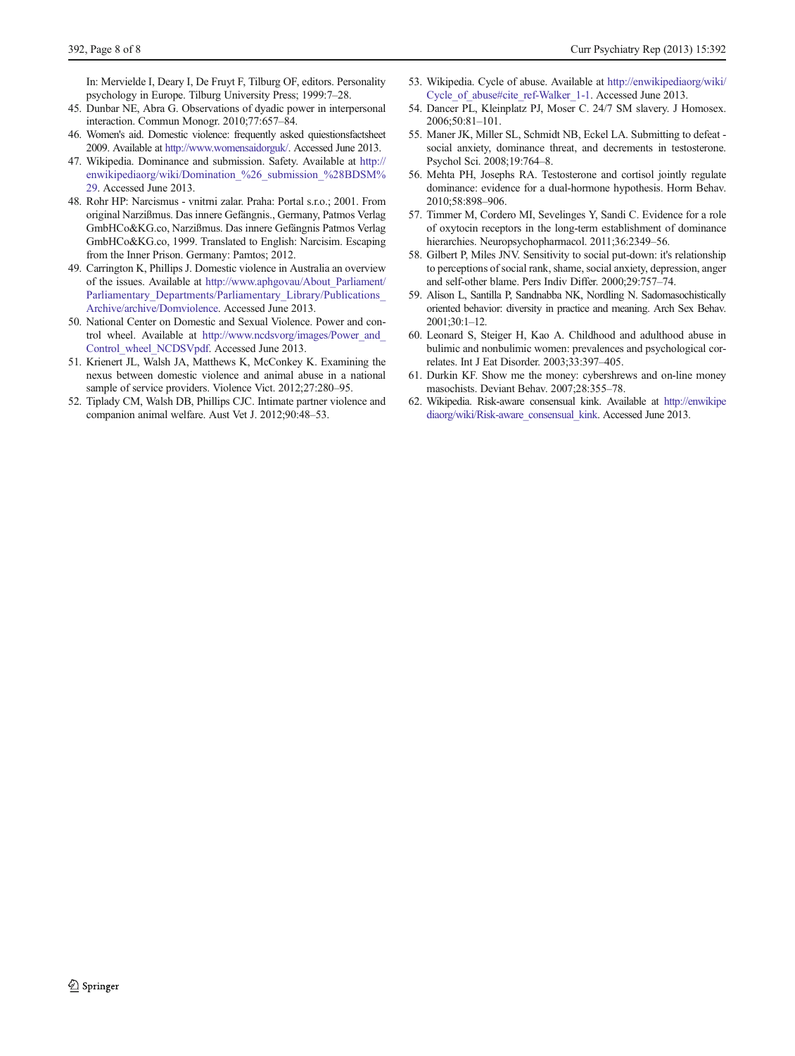In: Mervielde I, Deary I, De Fruyt F, Tilburg OF, editors. Personality psychology in Europe. Tilburg University Press; 1999:7–28.

45. Dunbar NE, Abra G. Observations of dyadic power in interpersonal interaction. Commun Monogr. 2010;77:657–84.
46. Women's aid. Domestic violence: frequently asked questionsfactsheet 2009. Available at http://www.womensaidorguk/. Accessed June 2013.
47. Wikipedia. Dominance and submission. Safety. Available at http://enwikipediaorg/wiki/Domination_%26_submission_%28BDSM%29. Accessed June 2013.
48. Rohr HP: Narcismus - vnitrni zalar. Praha: Portal s.r.o.; 2001. From original Narzißmus. Das innere Gefängnis., Germany, Patmos Verlag GmbHCo&KG.co, Narzißmus. Das innere Gefängnis Patmos Verlag GmbHCo&KG.co, 1999. Translated to English: Narcisim. Escaping from the Inner Prison. Germany: Pamtos; 2012.
49. Carrington K, Phillips J. Domestic violence in Australia an overview of the issues. Available at http://www.aphgovau/About_Parliament/Parliamentary_Departments/Parliamentary_Library/Publications_Archive/archive/Domviolence. Accessed June 2013.
50. National Center on Domestic and Sexual Violence. Power and control wheel. Available at http://www.ncdsvorg/images/Power_and_Control_wheel_NCDSVpdf. Accessed June 2013.
51. Krienert JL, Walsh JA, Matthews K, McConkey K. Examining the nexus between domestic violence and animal abuse in a national sample of service providers. Violence Vict. 2012;27:280–95.
52. Tiplady CM, Walsh DB, Phillips CJC. Intimate partner violence and companion animal welfare. Aust Vet J. 2012;90:48–53.
53. Wikipedia. Cycle of abuse. Available at http://enwikipediaorg/wiki/Cycle_of_abuse#cite_ref-Walker_1-1. Accessed June 2013.
54. Dancer PL, Kleinplatz PJ, Moser C. 24/7 SM slavery. J Homosex. 2006;50:81–101.
55. Maner JK, Miller SL, Schmidt NB, Eckel LA. Submitting to defeat - social anxiety, dominance threat, and decrements in testosterone. Psychol Sci. 2008;19:764–8.
56. Mehta PH, Josephs RA. Testosterone and cortisol jointly regulate dominance: evidence for a dual-hormone hypothesis. Horm Behav. 2010;58:898–906.
57. Timmer M, Cordero MI, Sevelinges Y, Sandi C. Evidence for a role of oxytocin receptors in the long-term establishment of dominance hierarchies. Neuropsychopharmacol. 2011;36:2349–56.
58. Gilbert P, Miles JNV. Sensitivity to social put-down: it's relationship to perceptions of social rank, shame, social anxiety, depression, anger and self-other blame. Pers Indiv Differ. 2000;29:757–74.
59. Alison L, Santilla P, Sandnabba NK, Nordling N. Sadomasochistically oriented behavior: diversity in practice and meaning. Arch Sex Behav. 2001;30:1–12.
60. Leonard S, Steiger H, Kao A. Childhood and adulthood abuse in bulimic and nonbulimic women: prevalences and psychological correlates. Int J Eat Disorder. 2003;33:397–405.
61. Durkin KF. Show me the money: cybershrews and on-line money masochists. Deviant Behav. 2007;28:355–78.
62. Wikipedia. Risk-aware consensual kink. Available at http://enwikipediaorg/wiki/Risk-aware_consensual_kink. Accessed June 2013.